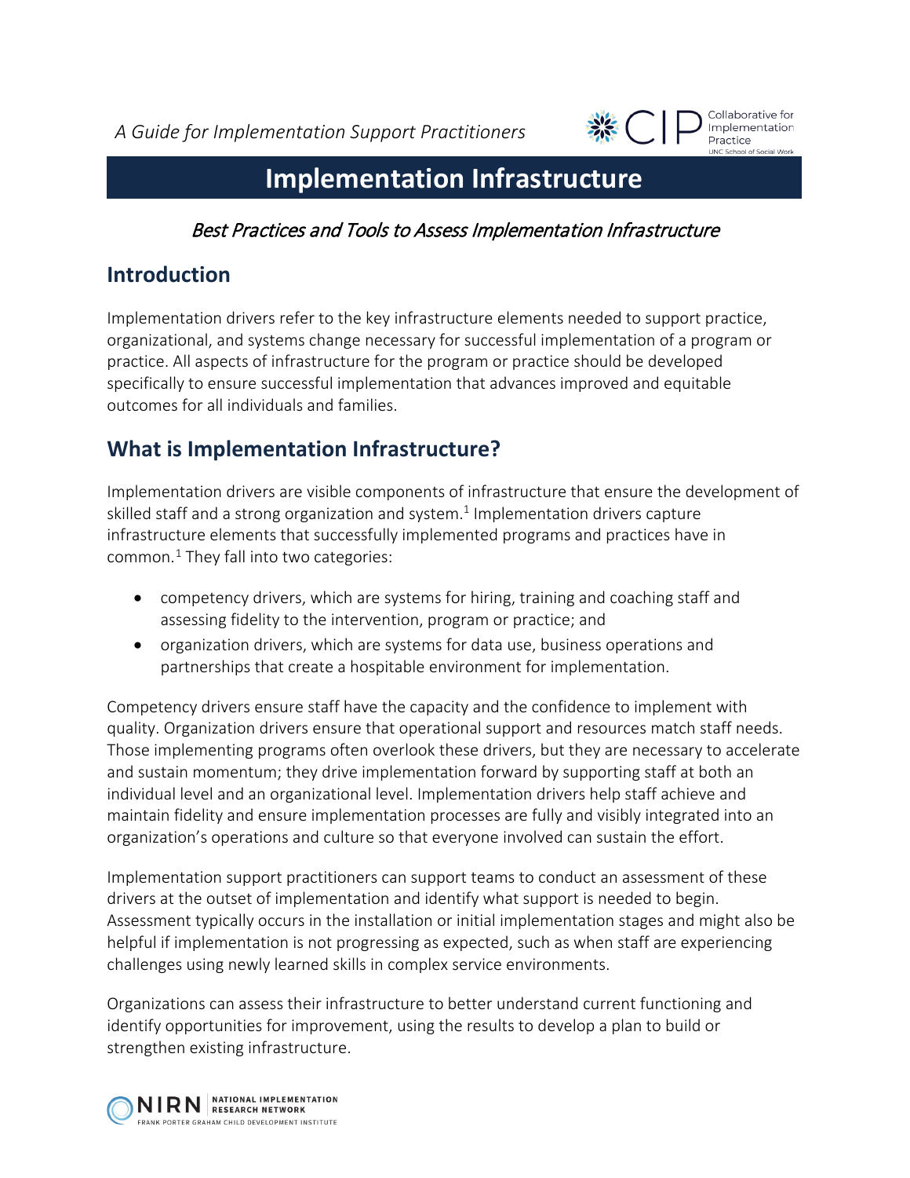*A Guide for Implementation Support Practitioners*

# Implementation Infrastructure

*Best Practices and Tools to Assess Implementation Infrastructure*

## Introduction

Implementation drivers refer to the key infrastructure elements needed to support practice, organizational, and systems change necessary for successful implementation of a program or practice. All aspects of infrastructure for the program or practice should be developed specifically to ensure successful implementation that advances improved and equitable outcomes for all individuals and families.

## What is Implementation Infrastructure?

Implementation drivers are visible components of infrastructure that ensure the development of skilled staff and a strong organization and system.[1] Implementation drivers capture infrastructure elements that successfully implemented programs and practices have in common.[1] They fall into two categories:

- competency drivers, which are systems for hiring, training and coaching staff and assessing fidelity to the intervention, program or practice; and
- organization drivers, which are systems for data use, business operations and partnerships that create a hospitable environment for implementation.

Competency drivers ensure staff have the capacity and the confidence to implement with quality. Organization drivers ensure that operational support and resources match staff needs. Those implementing programs often overlook these drivers, but they are necessary to accelerate and sustain momentum; they drive implementation forward by supporting staff at both an individual level and an organizational level. Implementation drivers help staff achieve and maintain fidelity and ensure implementation processes are fully and visibly integrated into an organization's operations and culture so that everyone involved can sustain the effort.

Implementation support practitioners can support teams to conduct an assessment of these drivers at the outset of implementation and identify what support is needed to begin. Assessment typically occurs in the installation or initial implementation stages and might also be helpful if implementation is not progressing as expected, such as when staff are experiencing challenges using newly learned skills in complex service environments.

Organizations can assess their infrastructure to better understand current functioning and identify opportunities for improvement, using the results to develop a plan to build or strengthen existing infrastructure.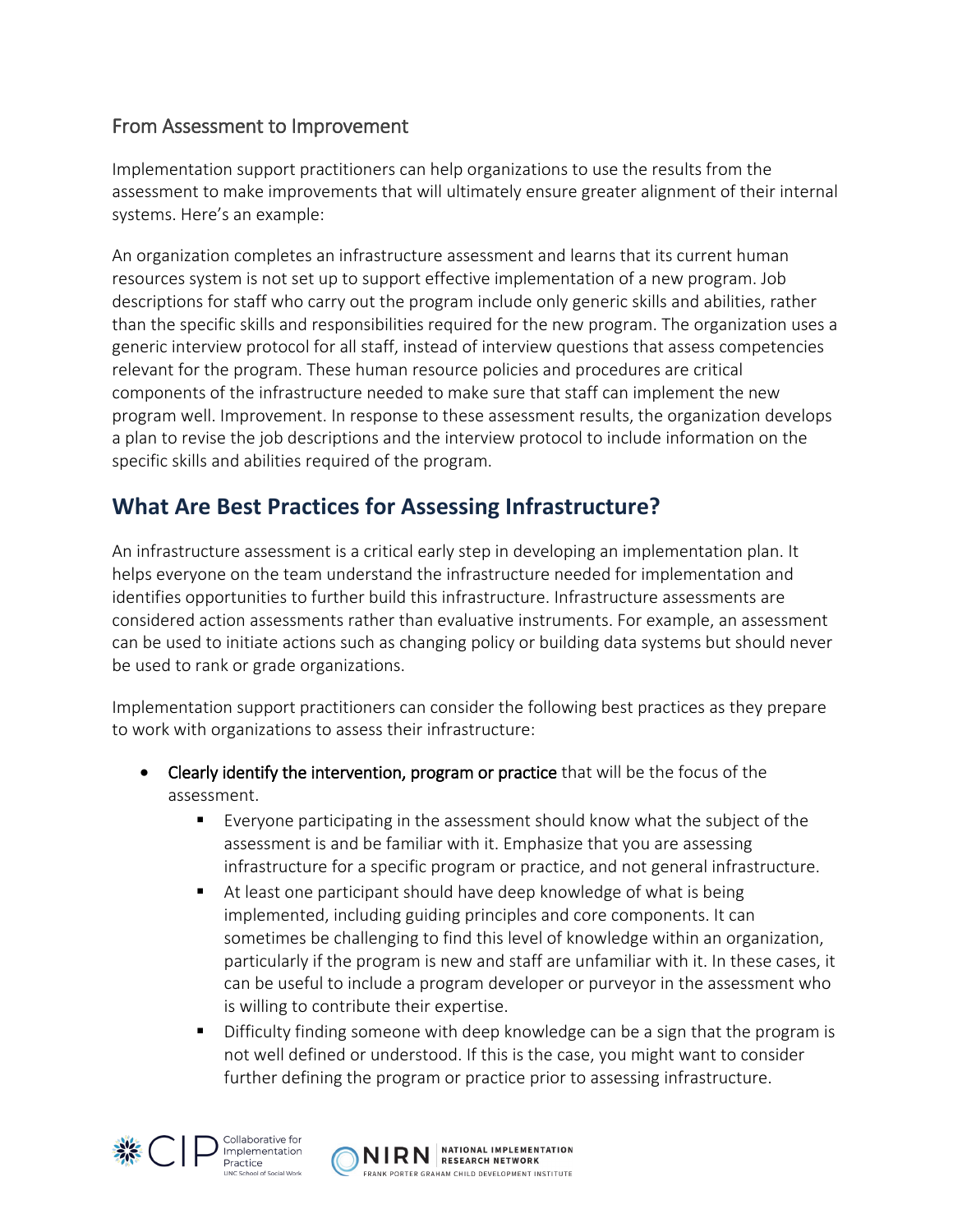### From Assessment to Improvement

Implementation support practitioners can help organizations to use the results from the assessment to make improvements that will ultimately ensure greater alignment of their internal systems. Here's an example:

An organization completes an infrastructure assessment and learns that its current human resources system is not set up to support effective implementation of a new program. Job descriptions for staff who carry out the program include only generic skills and abilities, rather than the specific skills and responsibilities required for the new program. The organization uses a generic interview protocol for all staff, instead of interview questions that assess competencies relevant for the program. These human resource policies and procedures are critical components of the infrastructure needed to make sure that staff can implement the new program well. Improvement. In response to these assessment results, the organization develops a plan to revise the job descriptions and the interview protocol to include information on the specific skills and abilities required of the program.

## What Are Best Practices for Assessing Infrastructure?

An infrastructure assessment is a critical early step in developing an implementation plan. It helps everyone on the team understand the infrastructure needed for implementation and identifies opportunities to further build this infrastructure. Infrastructure assessments are considered action assessments rather than evaluative instruments. For example, an assessment can be used to initiate actions such as changing policy or building data systems but should never be used to rank or grade organizations.

Implementation support practitioners can consider the following best practices as they prepare to work with organizations to assess their infrastructure:

- Clearly identify the intervention, program or practice that will be the focus of the assessment.
  - Everyone participating in the assessment should know what the subject of the assessment is and be familiar with it. Emphasize that you are assessing infrastructure for a specific program or practice, and not general infrastructure.
  - At least one participant should have deep knowledge of what is being implemented, including guiding principles and core components. It can sometimes be challenging to find this level of knowledge within an organization, particularly if the program is new and staff are unfamiliar with it. In these cases, it can be useful to include a program developer or purveyor in the assessment who is willing to contribute their expertise.
  - Difficulty finding someone with deep knowledge can be a sign that the program is not well defined or understood. If this is the case, you might want to consider further defining the program or practice prior to assessing infrastructure.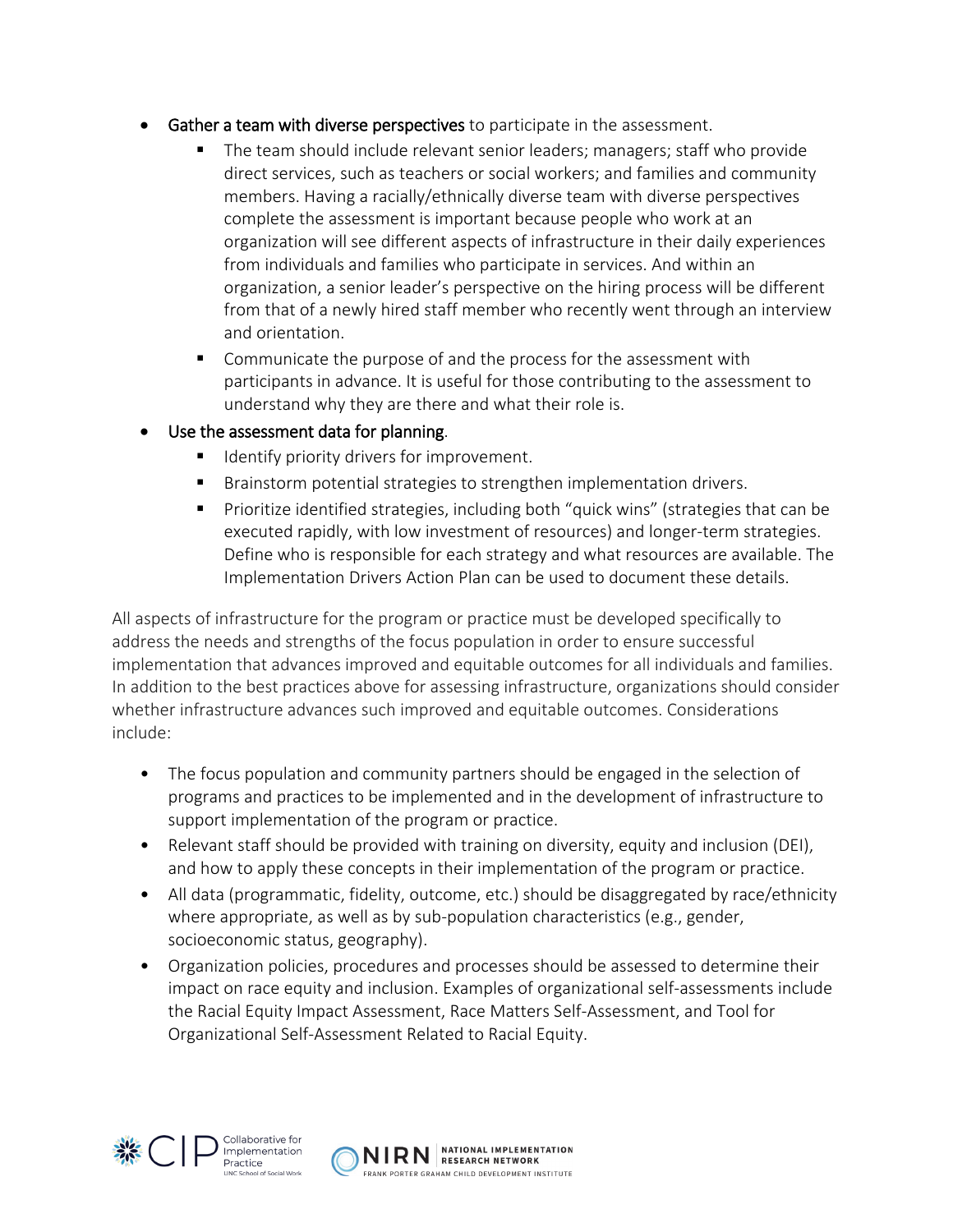- **Gather a team with diverse perspectives** to participate in the assessment.
  - The team should include relevant senior leaders; managers; staff who provide direct services, such as teachers or social workers; and families and community members. Having a racially/ethnically diverse team with diverse perspectives complete the assessment is important because people who work at an organization will see different aspects of infrastructure in their daily experiences from individuals and families who participate in services. And within an organization, a senior leader's perspective on the hiring process will be different from that of a newly hired staff member who recently went through an interview and orientation.
  - Communicate the purpose of and the process for the assessment with participants in advance. It is useful for those contributing to the assessment to understand why they are there and what their role is.
- **Use the assessment data for planning**.
  - Identify priority drivers for improvement.
  - Brainstorm potential strategies to strengthen implementation drivers.
  - Prioritize identified strategies, including both "quick wins" (strategies that can be executed rapidly, with low investment of resources) and longer-term strategies. Define who is responsible for each strategy and what resources are available. The Implementation Drivers Action Plan can be used to document these details.

All aspects of infrastructure for the program or practice must be developed specifically to address the needs and strengths of the focus population in order to ensure successful implementation that advances improved and equitable outcomes for all individuals and families. In addition to the best practices above for assessing infrastructure, organizations should consider whether infrastructure advances such improved and equitable outcomes. Considerations include:

- The focus population and community partners should be engaged in the selection of programs and practices to be implemented and in the development of infrastructure to support implementation of the program or practice.
- Relevant staff should be provided with training on diversity, equity and inclusion (DEI), and how to apply these concepts in their implementation of the program or practice.
- All data (programmatic, fidelity, outcome, etc.) should be disaggregated by race/ethnicity where appropriate, as well as by sub-population characteristics (e.g., gender, socioeconomic status, geography).
- Organization policies, procedures and processes should be assessed to determine their impact on race equity and inclusion. Examples of organizational self-assessments include the Racial Equity Impact Assessment, Race Matters Self-Assessment, and Tool for Organizational Self-Assessment Related to Racial Equity.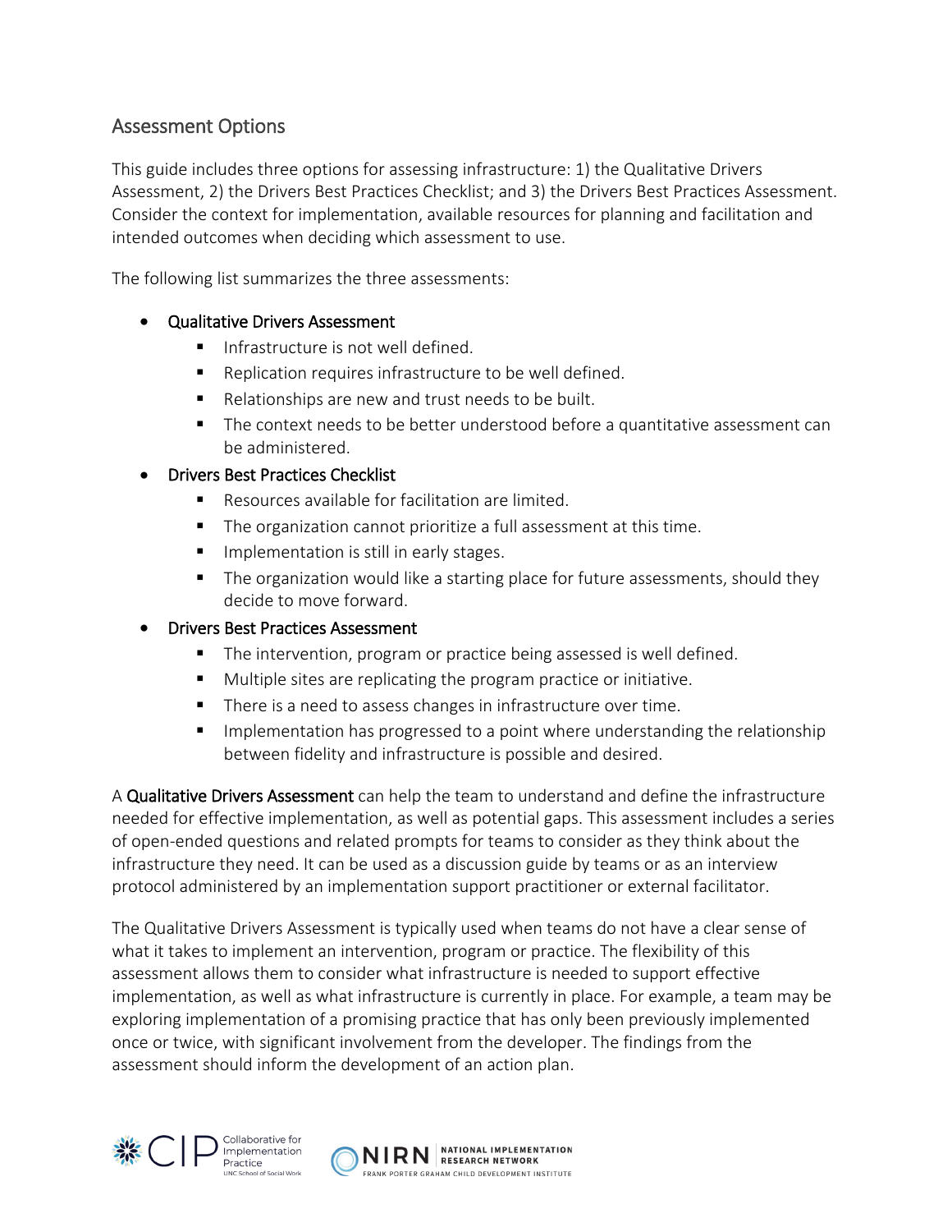## Assessment Options

This guide includes three options for assessing infrastructure: 1) the Qualitative Drivers Assessment, 2) the Drivers Best Practices Checklist; and 3) the Drivers Best Practices Assessment. Consider the context for implementation, available resources for planning and facilitation and intended outcomes when deciding which assessment to use.

The following list summarizes the three assessments:

- Qualitative Drivers Assessment
  - Infrastructure is not well defined.
  - Replication requires infrastructure to be well defined.
  - Relationships are new and trust needs to be built.
  - The context needs to be better understood before a quantitative assessment can be administered.
- Drivers Best Practices Checklist
  - Resources available for facilitation are limited.
  - The organization cannot prioritize a full assessment at this time.
  - Implementation is still in early stages.
  - The organization would like a starting place for future assessments, should they decide to move forward.
- Drivers Best Practices Assessment
  - The intervention, program or practice being assessed is well defined.
  - Multiple sites are replicating the program practice or initiative.
  - There is a need to assess changes in infrastructure over time.
  - Implementation has progressed to a point where understanding the relationship between fidelity and infrastructure is possible and desired.

A **Qualitative Drivers Assessment** can help the team to understand and define the infrastructure needed for effective implementation, as well as potential gaps. This assessment includes a series of open-ended questions and related prompts for teams to consider as they think about the infrastructure they need. It can be used as a discussion guide by teams or as an interview protocol administered by an implementation support practitioner or external facilitator.

The Qualitative Drivers Assessment is typically used when teams do not have a clear sense of what it takes to implement an intervention, program or practice. The flexibility of this assessment allows them to consider what infrastructure is needed to support effective implementation, as well as what infrastructure is currently in place. For example, a team may be exploring implementation of a promising practice that has only been previously implemented once or twice, with significant involvement from the developer. The findings from the assessment should inform the development of an action plan.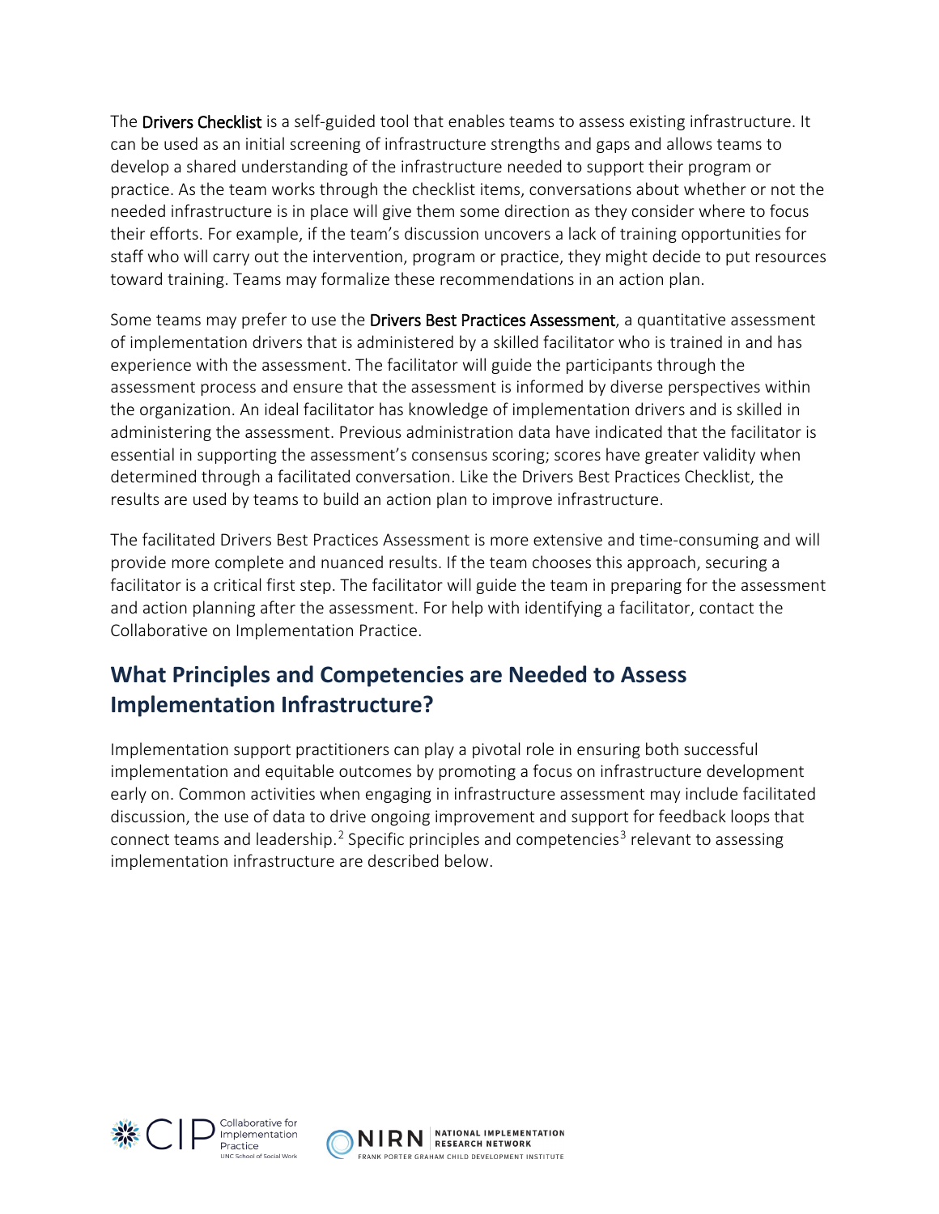The **Drivers Checklist** is a self-guided tool that enables teams to assess existing infrastructure. It can be used as an initial screening of infrastructure strengths and gaps and allows teams to develop a shared understanding of the infrastructure needed to support their program or practice. As the team works through the checklist items, conversations about whether or not the needed infrastructure is in place will give them some direction as they consider where to focus their efforts. For example, if the team's discussion uncovers a lack of training opportunities for staff who will carry out the intervention, program or practice, they might decide to put resources toward training. Teams may formalize these recommendations in an action plan.

Some teams may prefer to use the **Drivers Best Practices Assessment**, a quantitative assessment of implementation drivers that is administered by a skilled facilitator who is trained in and has experience with the assessment. The facilitator will guide the participants through the assessment process and ensure that the assessment is informed by diverse perspectives within the organization. An ideal facilitator has knowledge of implementation drivers and is skilled in administering the assessment. Previous administration data have indicated that the facilitator is essential in supporting the assessment's consensus scoring; scores have greater validity when determined through a facilitated conversation. Like the Drivers Best Practices Checklist, the results are used by teams to build an action plan to improve infrastructure.

The facilitated Drivers Best Practices Assessment is more extensive and time-consuming and will provide more complete and nuanced results. If the team chooses this approach, securing a facilitator is a critical first step. The facilitator will guide the team in preparing for the assessment and action planning after the assessment. For help with identifying a facilitator, contact the Collaborative on Implementation Practice.

## What Principles and Competencies are Needed to Assess Implementation Infrastructure?

Implementation support practitioners can play a pivotal role in ensuring both successful implementation and equitable outcomes by promoting a focus on infrastructure development early on. Common activities when engaging in infrastructure assessment may include facilitated discussion, the use of data to drive ongoing improvement and support for feedback loops that connect teams and leadership.[2] Specific principles and competencies[3] relevant to assessing implementation infrastructure are described below.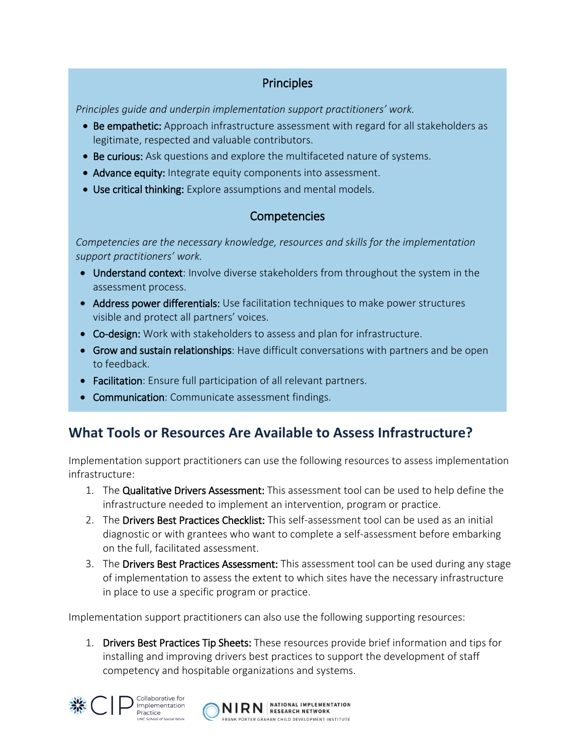### Principles

*Principles guide and underpin implementation support practitioners' work.*

- **Be empathetic:** Approach infrastructure assessment with regard for all stakeholders as legitimate, respected and valuable contributors.
- **Be curious:** Ask questions and explore the multifaceted nature of systems.
- **Advance equity:** Integrate equity components into assessment.
- **Use critical thinking:** Explore assumptions and mental models.

### Competencies

*Competencies are the necessary knowledge, resources and skills for the implementation support practitioners' work.*

- **Understand context**: Involve diverse stakeholders from throughout the system in the assessment process.
- **Address power differentials:** Use facilitation techniques to make power structures visible and protect all partners' voices.
- **Co-design:** Work with stakeholders to assess and plan for infrastructure.
- **Grow and sustain relationships**: Have difficult conversations with partners and be open to feedback.
- **Facilitation**: Ensure full participation of all relevant partners.
- **Communication**: Communicate assessment findings.

## What Tools or Resources Are Available to Assess Infrastructure?

Implementation support practitioners can use the following resources to assess implementation infrastructure:

1. The **Qualitative Drivers Assessment:** This assessment tool can be used to help define the infrastructure needed to implement an intervention, program or practice.
2. The **Drivers Best Practices Checklist:** This self-assessment tool can be used as an initial diagnostic or with grantees who want to complete a self-assessment before embarking on the full, facilitated assessment.
3. The **Drivers Best Practices Assessment:** This assessment tool can be used during any stage of implementation to assess the extent to which sites have the necessary infrastructure in place to use a specific program or practice.

Implementation support practitioners can also use the following supporting resources:

1. **Drivers Best Practices Tip Sheets:** These resources provide brief information and tips for installing and improving drivers best practices to support the development of staff competency and hospitable organizations and systems.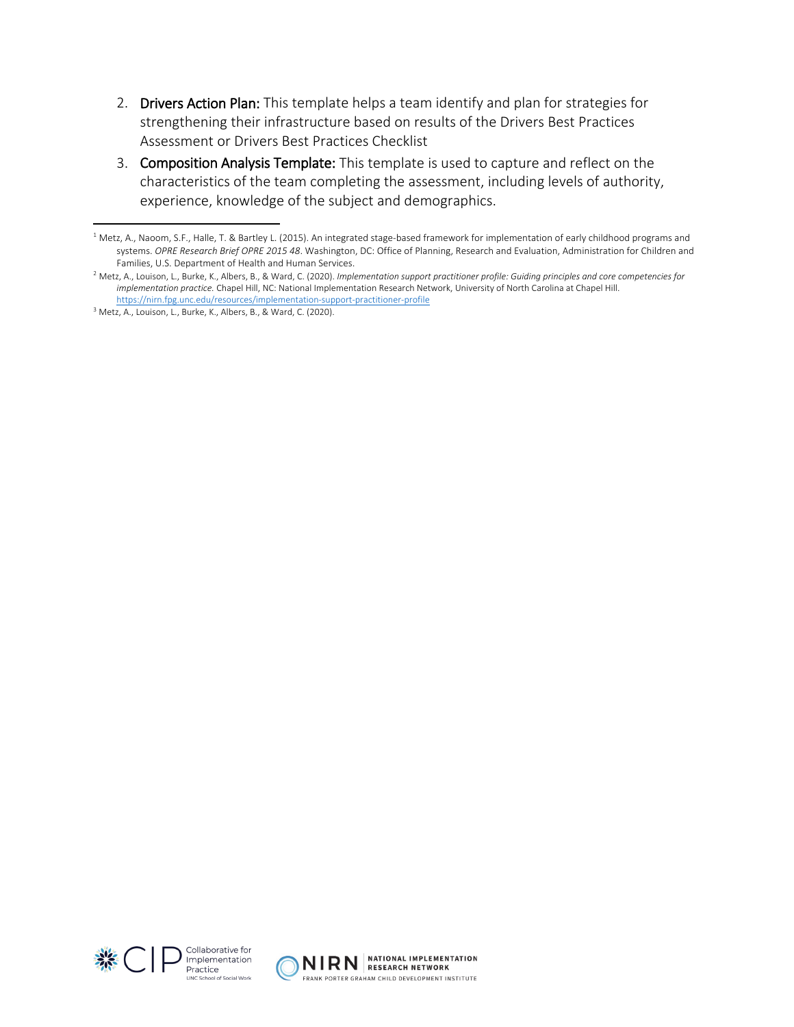2. **Drivers Action Plan:** This template helps a team identify and plan for strategies for strengthening their infrastructure based on results of the Drivers Best Practices Assessment or Drivers Best Practices Checklist
3. **Composition Analysis Template:** This template is used to capture and reflect on the characteristics of the team completing the assessment, including levels of authority, experience, knowledge of the subject and demographics.

---

[1] Metz, A., Naoom, S.F., Halle, T. & Bartley L. (2015). An integrated stage-based framework for implementation of early childhood programs and systems. *OPRE Research Brief OPRE 2015 48*. Washington, DC: Office of Planning, Research and Evaluation, Administration for Children and Families, U.S. Department of Health and Human Services.

[2] Metz, A., Louison, L., Burke, K., Albers, B., & Ward, C. (2020). *Implementation support practitioner profile: Guiding principles and core competencies for implementation practice.* Chapel Hill, NC: National Implementation Research Network, University of North Carolina at Chapel Hill. https://nirn.fpg.unc.edu/resources/implementation-support-practitioner-profile

[3] Metz, A., Louison, L., Burke, K., Albers, B., & Ward, C. (2020).